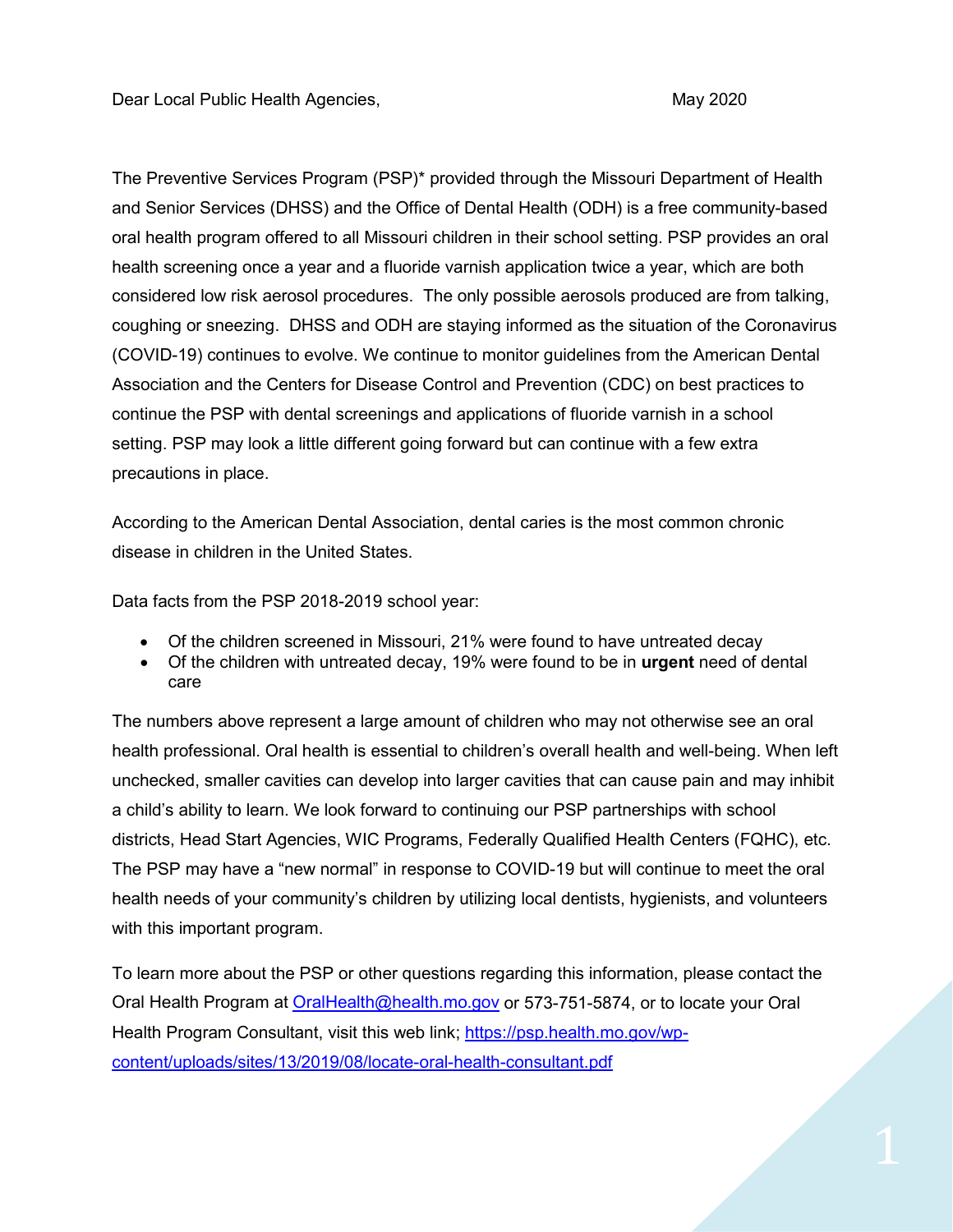Dear Local Public Health Agencies, May 2020

The Preventive Services Program (PSP)* provided through the Missouri Department of Health and Senior Services (DHSS) and the Office of Dental Health (ODH) is a free community-based oral health program offered to all Missouri children in their school setting. PSP provides an oral health screening once a year and a fluoride varnish application twice a year, which are both considered low risk aerosol procedures. The only possible aerosols produced are from talking, coughing or sneezing. DHSS and ODH are staying informed as the situation of the Coronavirus (COVID-19) continues to evolve. We continue to monitor guidelines from the American Dental Association and the Centers for Disease Control and Prevention (CDC) on best practices to continue the PSP with dental screenings and applications of fluoride varnish in a school setting. PSP may look a little different going forward but can continue with a few extra precautions in place.

According to the American Dental Association, dental caries is the most common chronic disease in children in the United States.

Data facts from the PSP 2018-2019 school year:

- Of the children screened in Missouri, 21% were found to have untreated decay
- Of the children with untreated decay, 19% were found to be in **urgent** need of dental care

The numbers above represent a large amount of children who may not otherwise see an oral health professional. Oral health is essential to children's overall health and well-being. When left unchecked, smaller cavities can develop into larger cavities that can cause pain and may inhibit a child's ability to learn. We look forward to continuing our PSP partnerships with school districts, Head Start Agencies, WIC Programs, Federally Qualified Health Centers (FQHC), etc. The PSP may have a "new normal" in response to COVID-19 but will continue to meet the oral health needs of your community's children by utilizing local dentists, hygienists, and volunteers with this important program.

To learn more about the PSP or other questions regarding this information, please contact the Oral Health Program at OralHealth@health.mo.gov or 573-751-5874, or to locate your Oral Health Program Consultant, visit this web link; https://psp.health.mo.gov/wp-content/uploads/sites/13/2019/08/locate-oral-health-consultant.pdf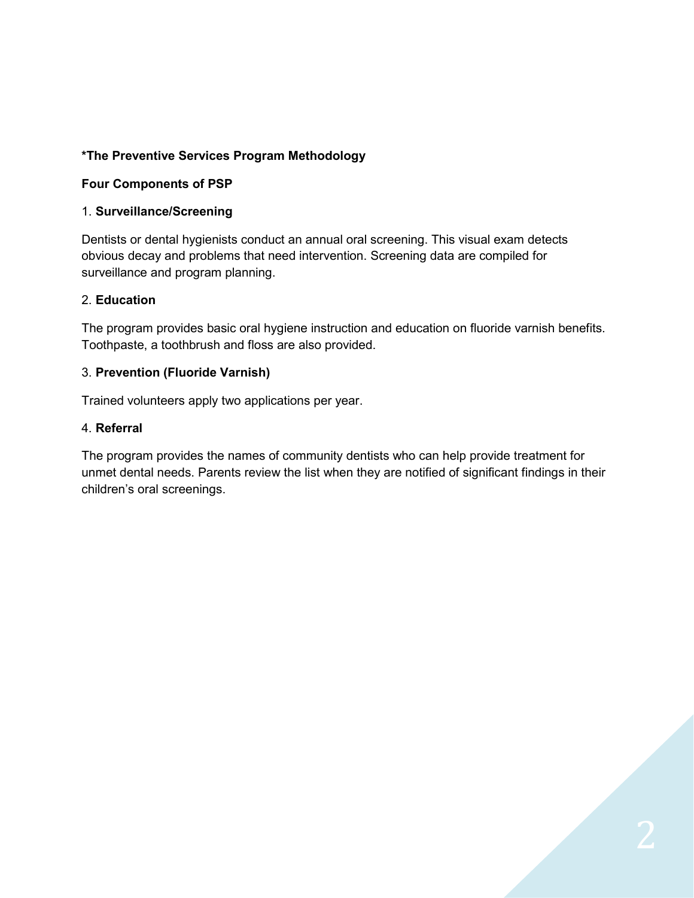**\*The Preventive Services Program Methodology**

**Four Components of PSP**

1. **Surveillance/Screening**

Dentists or dental hygienists conduct an annual oral screening. This visual exam detects obvious decay and problems that need intervention. Screening data are compiled for surveillance and program planning.

2. **Education**

The program provides basic oral hygiene instruction and education on fluoride varnish benefits. Toothpaste, a toothbrush and floss are also provided.

3. **Prevention (Fluoride Varnish)**

Trained volunteers apply two applications per year.

4. **Referral**

The program provides the names of community dentists who can help provide treatment for unmet dental needs. Parents review the list when they are notified of significant findings in their children's oral screenings.